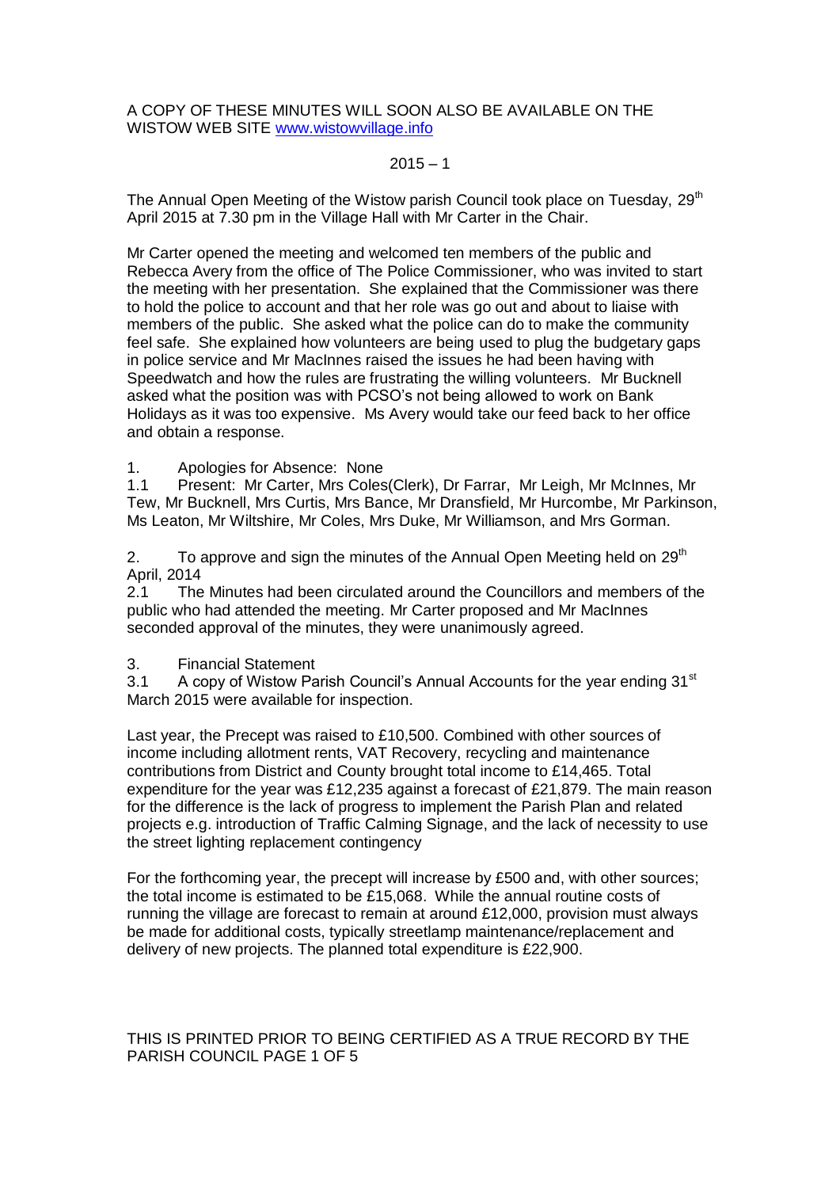A COPY OF THESE MINUTES WILL SOON ALSO BE AVAILABLE ON THE WISTOW WEB SITE www.wistowvillage.info

2015 – 1

The Annual Open Meeting of the Wistow parish Council took place on Tuesday, 29th April 2015 at 7.30 pm in the Village Hall with Mr Carter in the Chair.

Mr Carter opened the meeting and welcomed ten members of the public and Rebecca Avery from the office of The Police Commissioner, who was invited to start the meeting with her presentation. She explained that the Commissioner was there to hold the police to account and that her role was go out and about to liaise with members of the public. She asked what the police can do to make the community feel safe. She explained how volunteers are being used to plug the budgetary gaps in police service and Mr MacInnes raised the issues he had been having with Speedwatch and how the rules are frustrating the willing volunteers. Mr Bucknell asked what the position was with PCSO's not being allowed to work on Bank Holidays as it was too expensive. Ms Avery would take our feed back to her office and obtain a response.

1. Apologies for Absence: None

1.1 Present: Mr Carter, Mrs Coles(Clerk), Dr Farrar, Mr Leigh, Mr McInnes, Mr Tew, Mr Bucknell, Mrs Curtis, Mrs Bance, Mr Dransfield, Mr Hurcombe, Mr Parkinson, Ms Leaton, Mr Wiltshire, Mr Coles, Mrs Duke, Mr Williamson, and Mrs Gorman.

2. To approve and sign the minutes of the Annual Open Meeting held on 29th April, 2014

2.1 The Minutes had been circulated around the Councillors and members of the public who had attended the meeting. Mr Carter proposed and Mr MacInnes seconded approval of the minutes, they were unanimously agreed.

3. Financial Statement

3.1 A copy of Wistow Parish Council's Annual Accounts for the year ending 31st March 2015 were available for inspection.

Last year, the Precept was raised to £10,500. Combined with other sources of income including allotment rents, VAT Recovery, recycling and maintenance contributions from District and County brought total income to £14,465. Total expenditure for the year was £12,235 against a forecast of £21,879. The main reason for the difference is the lack of progress to implement the Parish Plan and related projects e.g. introduction of Traffic Calming Signage, and the lack of necessity to use the street lighting replacement contingency

For the forthcoming year, the precept will increase by £500 and, with other sources; the total income is estimated to be £15,068. While the annual routine costs of running the village are forecast to remain at around £12,000, provision must always be made for additional costs, typically streetlamp maintenance/replacement and delivery of new projects. The planned total expenditure is £22,900.

THIS IS PRINTED PRIOR TO BEING CERTIFIED AS A TRUE RECORD BY THE PARISH COUNCIL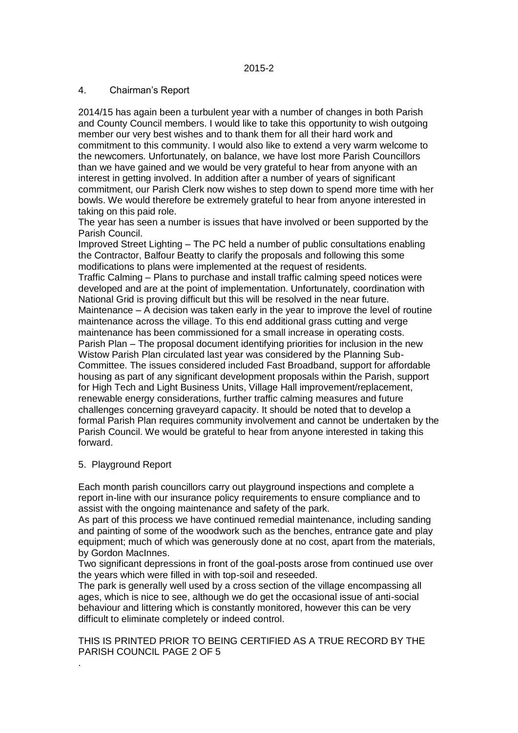## 4. Chairman's Report

2014/15 has again been a turbulent year with a number of changes in both Parish and County Council members. I would like to take this opportunity to wish outgoing member our very best wishes and to thank them for all their hard work and commitment to this community. I would also like to extend a very warm welcome to the newcomers. Unfortunately, on balance, we have lost more Parish Councillors than we have gained and we would be very grateful to hear from anyone with an interest in getting involved. In addition after a number of years of significant commitment, our Parish Clerk now wishes to step down to spend more time with her bowls. We would therefore be extremely grateful to hear from anyone interested in taking on this paid role.

The year has seen a number is issues that have involved or been supported by the Parish Council.

Improved Street Lighting – The PC held a number of public consultations enabling the Contractor, Balfour Beatty to clarify the proposals and following this some modifications to plans were implemented at the request of residents.

Traffic Calming – Plans to purchase and install traffic calming speed notices were developed and are at the point of implementation. Unfortunately, coordination with National Grid is proving difficult but this will be resolved in the near future.

Maintenance – A decision was taken early in the year to improve the level of routine maintenance across the village. To this end additional grass cutting and verge maintenance has been commissioned for a small increase in operating costs.

Parish Plan – The proposal document identifying priorities for inclusion in the new Wistow Parish Plan circulated last year was considered by the Planning Sub-Committee. The issues considered included Fast Broadband, support for affordable housing as part of any significant development proposals within the Parish, support for High Tech and Light Business Units, Village Hall improvement/replacement, renewable energy considerations, further traffic calming measures and future challenges concerning graveyard capacity. It should be noted that to develop a formal Parish Plan requires community involvement and cannot be undertaken by the Parish Council. We would be grateful to hear from anyone interested in taking this forward.

## 5. Playground Report

Each month parish councillors carry out playground inspections and complete a report in-line with our insurance policy requirements to ensure compliance and to assist with the ongoing maintenance and safety of the park.

As part of this process we have continued remedial maintenance, including sanding and painting of some of the woodwork such as the benches, entrance gate and play equipment; much of which was generously done at no cost, apart from the materials, by Gordon MacInnes.

Two significant depressions in front of the goal-posts arose from continued use over the years which were filled in with top-soil and reseeded.

The park is generally well used by a cross section of the village encompassing all ages, which is nice to see, although we do get the occasional issue of anti-social behaviour and littering which is constantly monitored, however this can be very difficult to eliminate completely or indeed control.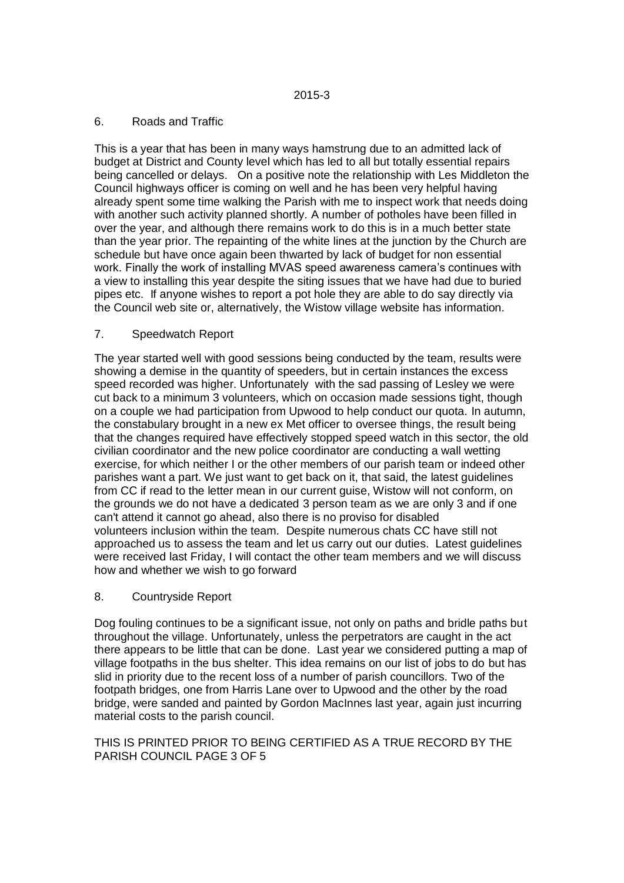## 6. Roads and Traffic

This is a year that has been in many ways hamstrung due to an admitted lack of budget at District and County level which has led to all but totally essential repairs being cancelled or delays. On a positive note the relationship with Les Middleton the Council highways officer is coming on well and he has been very helpful having already spent some time walking the Parish with me to inspect work that needs doing with another such activity planned shortly. A number of potholes have been filled in over the year, and although there remains work to do this is in a much better state than the year prior. The repainting of the white lines at the junction by the Church are schedule but have once again been thwarted by lack of budget for non essential work. Finally the work of installing MVAS speed awareness camera's continues with a view to installing this year despite the siting issues that we have had due to buried pipes etc. If anyone wishes to report a pot hole they are able to do say directly via the Council web site or, alternatively, the Wistow village website has information.

## 7. Speedwatch Report

The year started well with good sessions being conducted by the team, results were showing a demise in the quantity of speeders, but in certain instances the excess speed recorded was higher. Unfortunately with the sad passing of Lesley we were cut back to a minimum 3 volunteers, which on occasion made sessions tight, though on a couple we had participation from Upwood to help conduct our quota. In autumn, the constabulary brought in a new ex Met officer to oversee things, the result being that the changes required have effectively stopped speed watch in this sector, the old civilian coordinator and the new police coordinator are conducting a wall wetting exercise, for which neither I or the other members of our parish team or indeed other parishes want a part. We just want to get back on it, that said, the latest guidelines from CC if read to the letter mean in our current guise, Wistow will not conform, on the grounds we do not have a dedicated 3 person team as we are only 3 and if one can't attend it cannot go ahead, also there is no proviso for disabled volunteers inclusion within the team. Despite numerous chats CC have still not approached us to assess the team and let us carry out our duties. Latest guidelines were received last Friday, I will contact the other team members and we will discuss how and whether we wish to go forward

## 8. Countryside Report

Dog fouling continues to be a significant issue, not only on paths and bridle paths but throughout the village. Unfortunately, unless the perpetrators are caught in the act there appears to be little that can be done. Last year we considered putting a map of village footpaths in the bus shelter. This idea remains on our list of jobs to do but has slid in priority due to the recent loss of a number of parish councillors. Two of the footpath bridges, one from Harris Lane over to Upwood and the other by the road bridge, were sanded and painted by Gordon MacInnes last year, again just incurring material costs to the parish council.

THIS IS PRINTED PRIOR TO BEING CERTIFIED AS A TRUE RECORD BY THE PARISH COUNCIL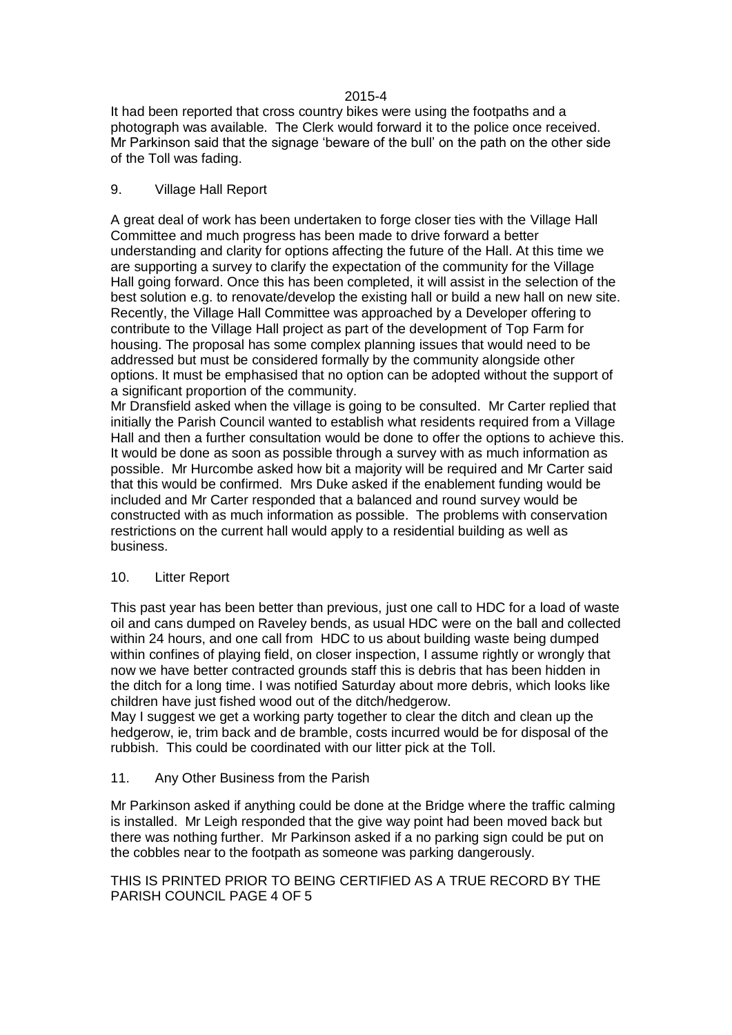It had been reported that cross country bikes were using the footpaths and a photograph was available. The Clerk would forward it to the police once received. Mr Parkinson said that the signage 'beware of the bull' on the path on the other side of the Toll was fading.

9. Village Hall Report

A great deal of work has been undertaken to forge closer ties with the Village Hall Committee and much progress has been made to drive forward a better understanding and clarity for options affecting the future of the Hall. At this time we are supporting a survey to clarify the expectation of the community for the Village Hall going forward. Once this has been completed, it will assist in the selection of the best solution e.g. to renovate/develop the existing hall or build a new hall on new site. Recently, the Village Hall Committee was approached by a Developer offering to contribute to the Village Hall project as part of the development of Top Farm for housing. The proposal has some complex planning issues that would need to be addressed but must be considered formally by the community alongside other options. It must be emphasised that no option can be adopted without the support of a significant proportion of the community.

Mr Dransfield asked when the village is going to be consulted. Mr Carter replied that initially the Parish Council wanted to establish what residents required from a Village Hall and then a further consultation would be done to offer the options to achieve this. It would be done as soon as possible through a survey with as much information as possible. Mr Hurcombe asked how bit a majority will be required and Mr Carter said that this would be confirmed. Mrs Duke asked if the enablement funding would be included and Mr Carter responded that a balanced and round survey would be constructed with as much information as possible. The problems with conservation restrictions on the current hall would apply to a residential building as well as business.

10. Litter Report

This past year has been better than previous, just one call to HDC for a load of waste oil and cans dumped on Raveley bends, as usual HDC were on the ball and collected within 24 hours, and one call from HDC to us about building waste being dumped within confines of playing field, on closer inspection, I assume rightly or wrongly that now we have better contracted grounds staff this is debris that has been hidden in the ditch for a long time. I was notified Saturday about more debris, which looks like children have just fished wood out of the ditch/hedgerow.

May I suggest we get a working party together to clear the ditch and clean up the hedgerow, ie, trim back and de bramble, costs incurred would be for disposal of the rubbish. This could be coordinated with our litter pick at the Toll.

11. Any Other Business from the Parish

Mr Parkinson asked if anything could be done at the Bridge where the traffic calming is installed. Mr Leigh responded that the give way point had been moved back but there was nothing further. Mr Parkinson asked if a no parking sign could be put on the cobbles near to the footpath as someone was parking dangerously.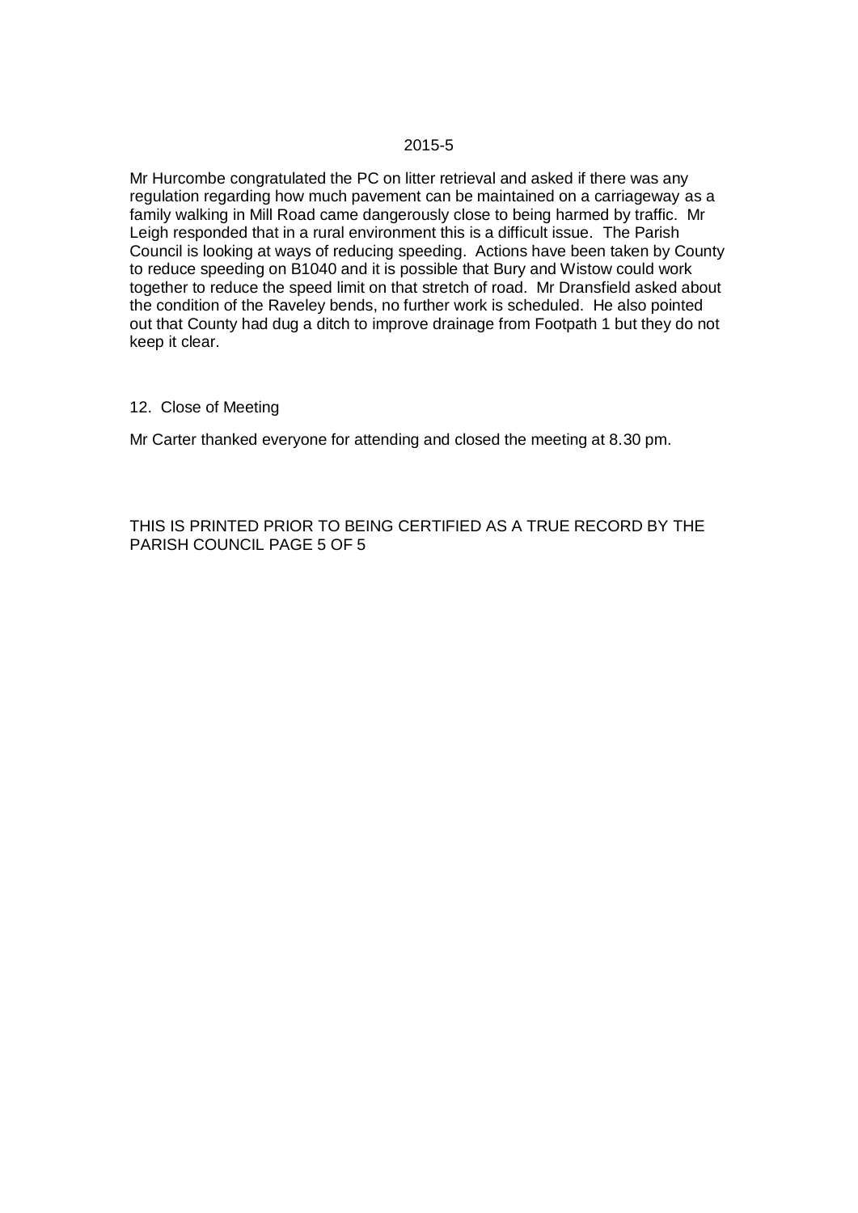Mr Hurcombe congratulated the PC on litter retrieval and asked if there was any regulation regarding how much pavement can be maintained on a carriageway as a family walking in Mill Road came dangerously close to being harmed by traffic. Mr Leigh responded that in a rural environment this is a difficult issue. The Parish Council is looking at ways of reducing speeding. Actions have been taken by County to reduce speeding on B1040 and it is possible that Bury and Wistow could work together to reduce the speed limit on that stretch of road. Mr Dransfield asked about the condition of the Raveley bends, no further work is scheduled. He also pointed out that County had dug a ditch to improve drainage from Footpath 1 but they do not keep it clear.

12. Close of Meeting

Mr Carter thanked everyone for attending and closed the meeting at 8.30 pm.

THIS IS PRINTED PRIOR TO BEING CERTIFIED AS A TRUE RECORD BY THE PARISH COUNCIL